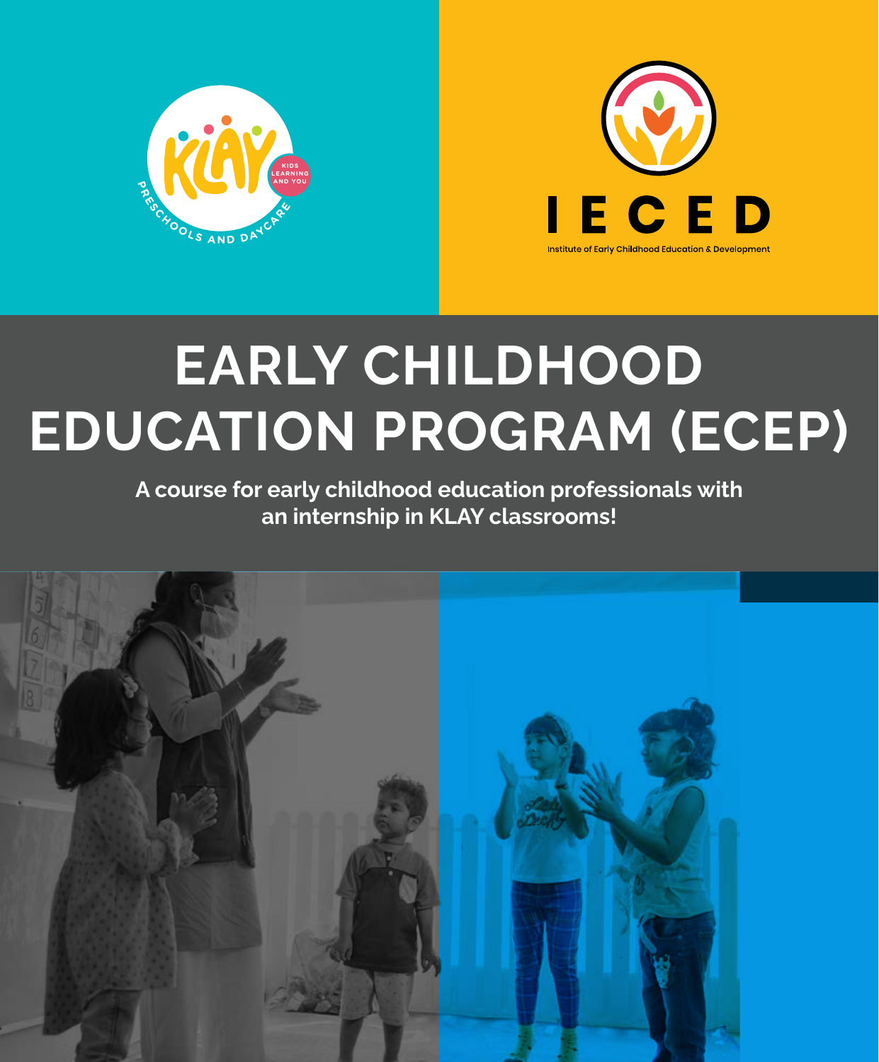KLAY
KIDS LEARNING AND YOU
PRESCHOOLS AND DAYCARE

IECED
Institute of Early Childhood Education & Development

# EARLY CHILDHOOD EDUCATION PROGRAM (ECEP)

**A course for early childhood education professionals with an internship in KLAY classrooms!**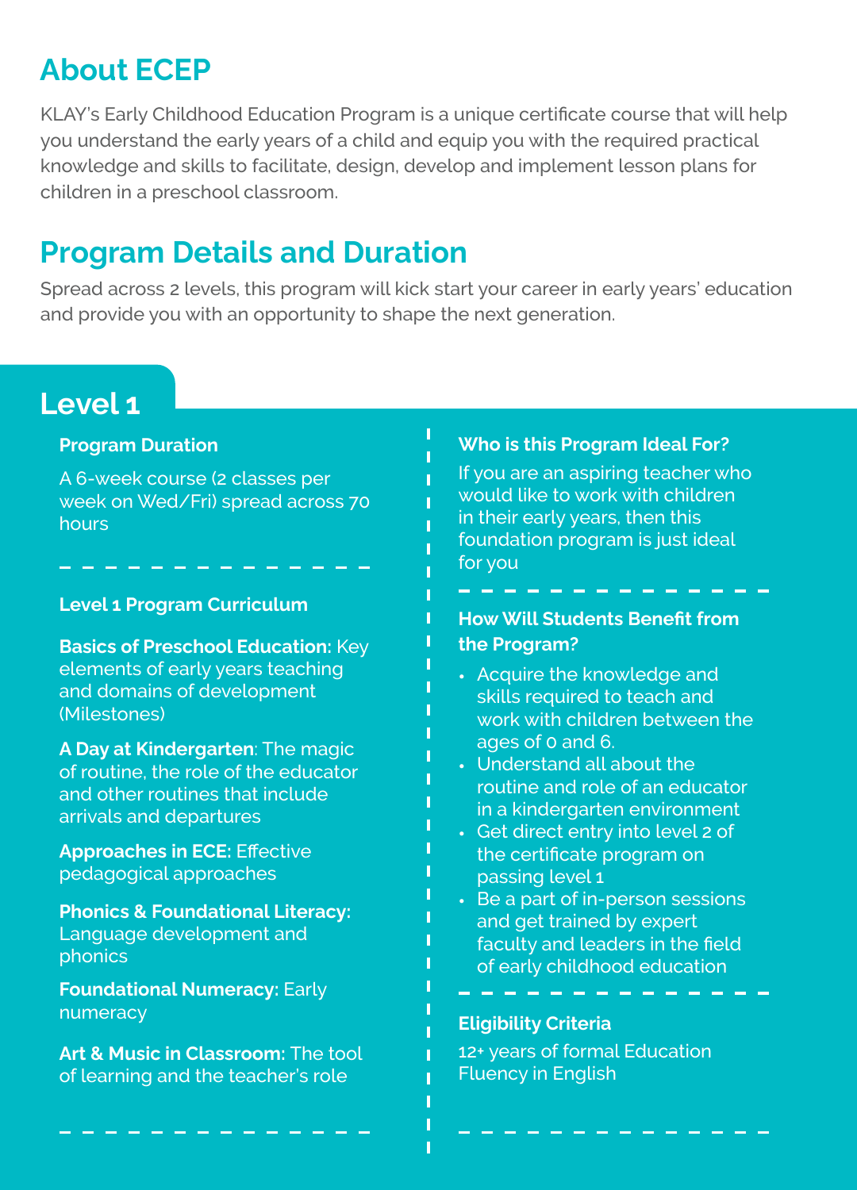## About ECEP

KLAY's Early Childhood Education Program is a unique certificate course that will help you understand the early years of a child and equip you with the required practical knowledge and skills to facilitate, design, develop and implement lesson plans for children in a preschool classroom.

## Program Details and Duration

Spread across 2 levels, this program will kick start your career in early years' education and provide you with an opportunity to shape the next generation.

## Level 1

### Program Duration

A 6-week course (2 classes per week on Wed/Fri) spread across 70 hours

### Level 1 Program Curriculum

**Basics of Preschool Education:** Key elements of early years teaching and domains of development (Milestones)

**A Day at Kindergarten**: The magic of routine, the role of the educator and other routines that include arrivals and departures

**Approaches in ECE:** Effective pedagogical approaches

**Phonics & Foundational Literacy:** Language development and phonics

**Foundational Numeracy:** Early numeracy

**Art & Music in Classroom:** The tool of learning and the teacher's role

### Who is this Program Ideal For?

If you are an aspiring teacher who would like to work with children in their early years, then this foundation program is just ideal for you

### How Will Students Benefit from the Program?

- Acquire the knowledge and skills required to teach and work with children between the ages of 0 and 6.
- Understand all about the routine and role of an educator in a kindergarten environment
- Get direct entry into level 2 of the certificate program on passing level 1
- Be a part of in-person sessions and get trained by expert faculty and leaders in the field of early childhood education

### Eligibility Criteria

12+ years of formal Education
Fluency in English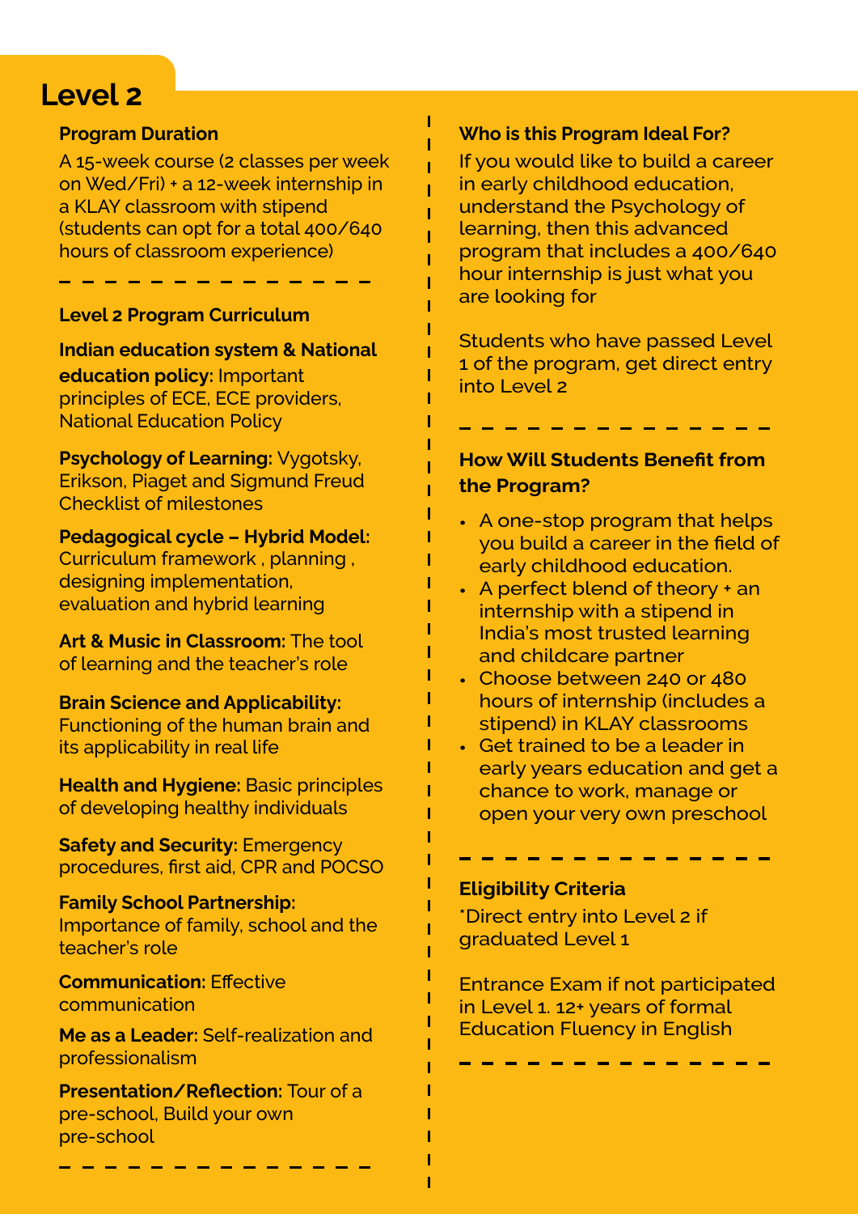# Level 2

### Program Duration

A 15-week course (2 classes per week on Wed/Fri) + a 12-week internship in a KLAY classroom with stipend (students can opt for a total 400/640 hours of classroom experience)

### Level 2 Program Curriculum

**Indian education system & National education policy:** Important principles of ECE, ECE providers, National Education Policy

**Psychology of Learning:** Vygotsky, Erikson, Piaget and Sigmund Freud Checklist of milestones

**Pedagogical cycle – Hybrid Model:** Curriculum framework , planning , designing implementation, evaluation and hybrid learning

**Art & Music in Classroom:** The tool of learning and the teacher's role

**Brain Science and Applicability:** Functioning of the human brain and its applicability in real life

**Health and Hygiene:** Basic principles of developing healthy individuals

**Safety and Security:** Emergency procedures, first aid, CPR and POCSO

**Family School Partnership:** Importance of family, school and the teacher's role

**Communication:** Effective communication

**Me as a Leader:** Self-realization and professionalism

**Presentation/Reflection:** Tour of a pre-school, Build your own pre-school

### Who is this Program Ideal For?

If you would like to build a career in early childhood education, understand the Psychology of learning, then this advanced program that includes a 400/640 hour internship is just what you are looking for

Students who have passed Level 1 of the program, get direct entry into Level 2

### How Will Students Benefit from the Program?

- A one-stop program that helps you build a career in the field of early childhood education.
- A perfect blend of theory + an internship with a stipend in India's most trusted learning and childcare partner
- Choose between 240 or 480 hours of internship (includes a stipend) in KLAY classrooms
- Get trained to be a leader in early years education and get a chance to work, manage or open your very own preschool

### Eligibility Criteria

*Direct entry into Level 2 if graduated Level 1

Entrance Exam if not participated in Level 1. 12+ years of formal Education Fluency in English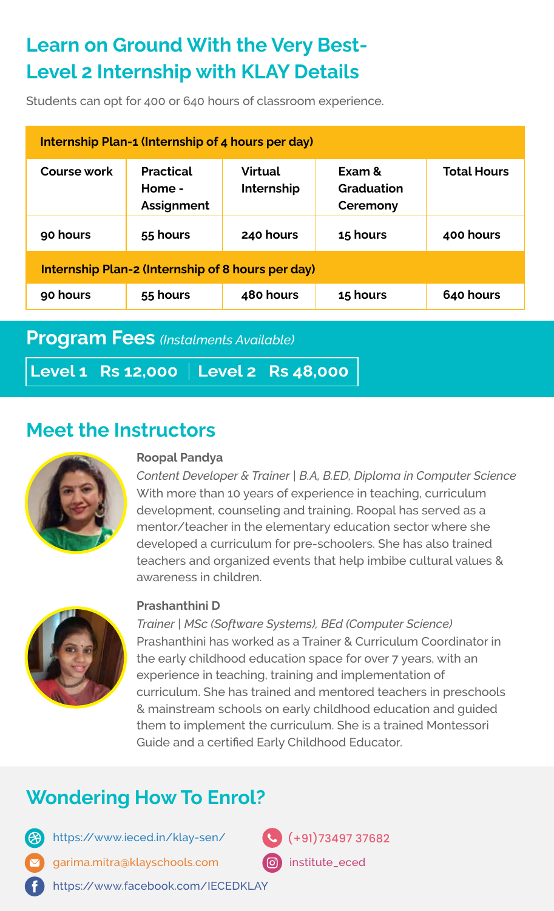## Learn on Ground With the Very Best- Level 2 Internship with KLAY Details

Students can opt for 400 or 640 hours of classroom experience.

| Internship Plan-1 (Internship of 4 hours per day) | | | | |
|---|---|---|---|---|
| **Course work** | **Practical Home - Assignment** | **Virtual Internship** | **Exam & Graduation Ceremony** | **Total Hours** |
| 90 hours | 55 hours | 240 hours | 15 hours | 400 hours |
| **Internship Plan-2 (Internship of 8 hours per day)** | | | | |
| 90 hours | 55 hours | 480 hours | 15 hours | 640 hours |

## Program Fees *(Instalments Available)*

**Level 1 Rs 12,000** | **Level 2 Rs 48,000**

## Meet the Instructors

**Roopal Pandya**

*Content Developer & Trainer | B.A, B.ED, Diploma in Computer Science*

With more than 10 years of experience in teaching, curriculum development, counseling and training. Roopal has served as a mentor/teacher in the elementary education sector where she developed a curriculum for pre-schoolers. She has also trained teachers and organized events that help imbibe cultural values & awareness in children.

**Prashanthini D**

*Trainer | MSc (Software Systems), BEd (Computer Science)*

Prashanthini has worked as a Trainer & Curriculum Coordinator in the early childhood education space for over 7 years, with an experience in teaching, training and implementation of curriculum. She has trained and mentored teachers in preschools & mainstream schools on early childhood education and guided them to implement the curriculum. She is a trained Montessori Guide and a certified Early Childhood Educator.

## Wondering How To Enrol?

- https://www.ieced.in/klay-sen/
- (+91)73497 37682
- garima.mitra@klayschools.com
- institute_eced
- https://www.facebook.com/IECEDKLAY